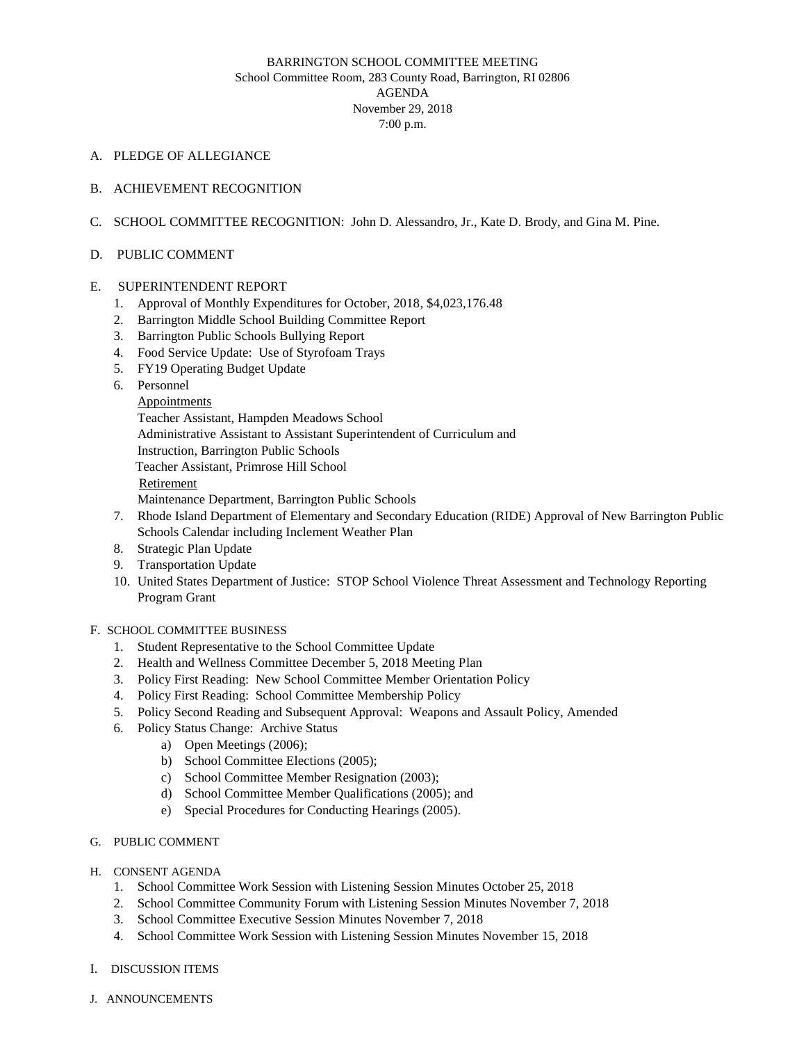BARRINGTON SCHOOL COMMITTEE MEETING
School Committee Room, 283 County Road, Barrington, RI 02806
AGENDA
November 29, 2018
7:00 p.m.

A. PLEDGE OF ALLEGIANCE

B. ACHIEVEMENT RECOGNITION

C. SCHOOL COMMITTEE RECOGNITION: John D. Alessandro, Jr., Kate D. Brody, and Gina M. Pine.

D. PUBLIC COMMENT

E. SUPERINTENDENT REPORT
1. Approval of Monthly Expenditures for October, 2018, $4,023,176.48
2. Barrington Middle School Building Committee Report
3. Barrington Public Schools Bullying Report
4. Food Service Update: Use of Styrofoam Trays
5. FY19 Operating Budget Update
6. Personnel

   Appointments

   Teacher Assistant, Hampden Meadows School

   Administrative Assistant to Assistant Superintendent of Curriculum and Instruction, Barrington Public Schools

   Teacher Assistant, Primrose Hill School

   Retirement

   Maintenance Department, Barrington Public Schools
7. Rhode Island Department of Elementary and Secondary Education (RIDE) Approval of New Barrington Public Schools Calendar including Inclement Weather Plan
8. Strategic Plan Update
9. Transportation Update
10. United States Department of Justice: STOP School Violence Threat Assessment and Technology Reporting Program Grant

F. SCHOOL COMMITTEE BUSINESS
1. Student Representative to the School Committee Update
2. Health and Wellness Committee December 5, 2018 Meeting Plan
3. Policy First Reading: New School Committee Member Orientation Policy
4. Policy First Reading: School Committee Membership Policy
5. Policy Second Reading and Subsequent Approval: Weapons and Assault Policy, Amended
6. Policy Status Change: Archive Status
   a) Open Meetings (2006);
   b) School Committee Elections (2005);
   c) School Committee Member Resignation (2003);
   d) School Committee Member Qualifications (2005); and
   e) Special Procedures for Conducting Hearings (2005).

G. PUBLIC COMMENT

H. CONSENT AGENDA
1. School Committee Work Session with Listening Session Minutes October 25, 2018
2. School Committee Community Forum with Listening Session Minutes November 7, 2018
3. School Committee Executive Session Minutes November 7, 2018
4. School Committee Work Session with Listening Session Minutes November 15, 2018

I. DISCUSSION ITEMS

J. ANNOUNCEMENTS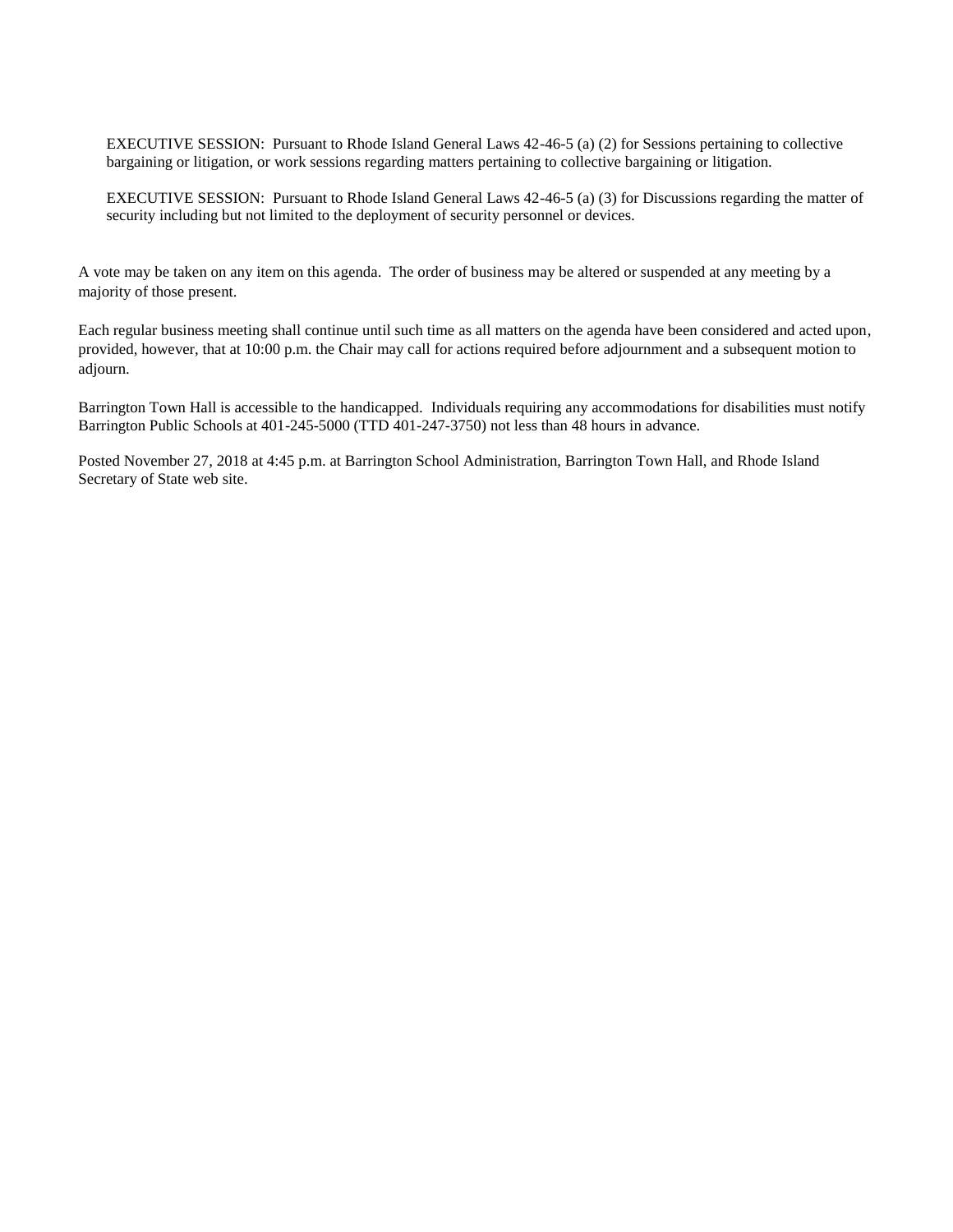EXECUTIVE SESSION: Pursuant to Rhode Island General Laws 42-46-5 (a) (2) for Sessions pertaining to collective bargaining or litigation, or work sessions regarding matters pertaining to collective bargaining or litigation.

EXECUTIVE SESSION: Pursuant to Rhode Island General Laws 42-46-5 (a) (3) for Discussions regarding the matter of security including but not limited to the deployment of security personnel or devices.

A vote may be taken on any item on this agenda. The order of business may be altered or suspended at any meeting by a majority of those present.

Each regular business meeting shall continue until such time as all matters on the agenda have been considered and acted upon, provided, however, that at 10:00 p.m. the Chair may call for actions required before adjournment and a subsequent motion to adjourn.

Barrington Town Hall is accessible to the handicapped. Individuals requiring any accommodations for disabilities must notify Barrington Public Schools at 401-245-5000 (TTD 401-247-3750) not less than 48 hours in advance.

Posted November 27, 2018 at 4:45 p.m. at Barrington School Administration, Barrington Town Hall, and Rhode Island Secretary of State web site.